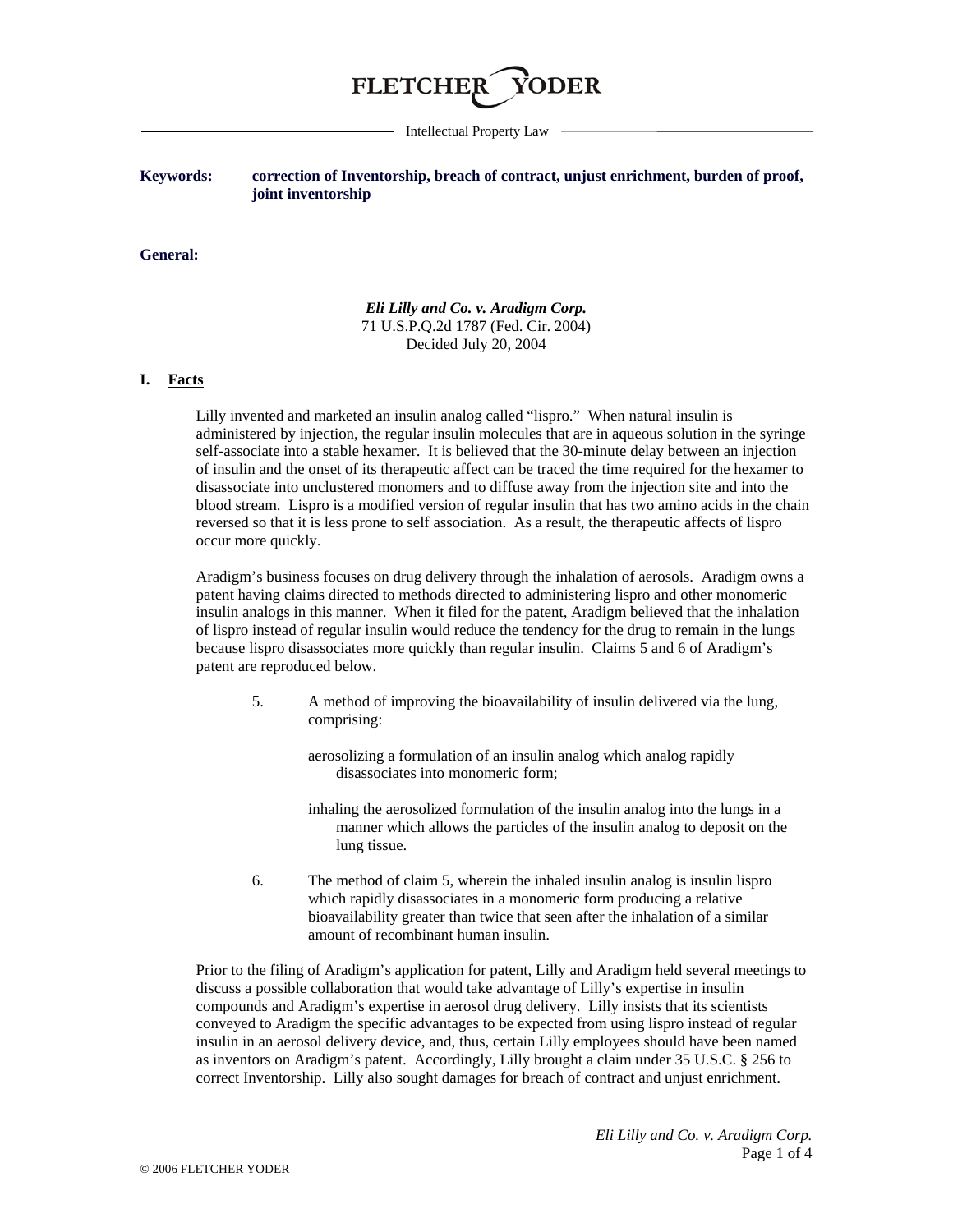**FLETCHER YODER**

Intellectual Property Law

**Keywords:** **correction of Inventorship, breach of contract, unjust enrichment, burden of proof, joint inventorship**

**General:**

***Eli Lilly and Co. v. Aradigm Corp.***
71 U.S.P.Q.2d 1787 (Fed. Cir. 2004)
Decided July 20, 2004

## I. Facts

Lilly invented and marketed an insulin analog called "lispro." When natural insulin is administered by injection, the regular insulin molecules that are in aqueous solution in the syringe self-associate into a stable hexamer. It is believed that the 30-minute delay between an injection of insulin and the onset of its therapeutic affect can be traced the time required for the hexamer to disassociate into unclustered monomers and to diffuse away from the injection site and into the blood stream. Lispro is a modified version of regular insulin that has two amino acids in the chain reversed so that it is less prone to self association. As a result, the therapeutic affects of lispro occur more quickly.

Aradigm's business focuses on drug delivery through the inhalation of aerosols. Aradigm owns a patent having claims directed to methods directed to administering lispro and other monomeric insulin analogs in this manner. When it filed for the patent, Aradigm believed that the inhalation of lispro instead of regular insulin would reduce the tendency for the drug to remain in the lungs because lispro disassociates more quickly than regular insulin. Claims 5 and 6 of Aradigm's patent are reproduced below.

> 5. A method of improving the bioavailability of insulin delivered via the lung, comprising:
>
> aerosolizing a formulation of an insulin analog which analog rapidly disassociates into monomeric form;
>
> inhaling the aerosolized formulation of the insulin analog into the lungs in a manner which allows the particles of the insulin analog to deposit on the lung tissue.
>
> 6. The method of claim 5, wherein the inhaled insulin analog is insulin lispro which rapidly disassociates in a monomeric form producing a relative bioavailability greater than twice that seen after the inhalation of a similar amount of recombinant human insulin.

Prior to the filing of Aradigm's application for patent, Lilly and Aradigm held several meetings to discuss a possible collaboration that would take advantage of Lilly's expertise in insulin compounds and Aradigm's expertise in aerosol drug delivery. Lilly insists that its scientists conveyed to Aradigm the specific advantages to be expected from using lispro instead of regular insulin in an aerosol delivery device, and, thus, certain Lilly employees should have been named as inventors on Aradigm's patent. Accordingly, Lilly brought a claim under 35 U.S.C. § 256 to correct Inventorship. Lilly also sought damages for breach of contract and unjust enrichment.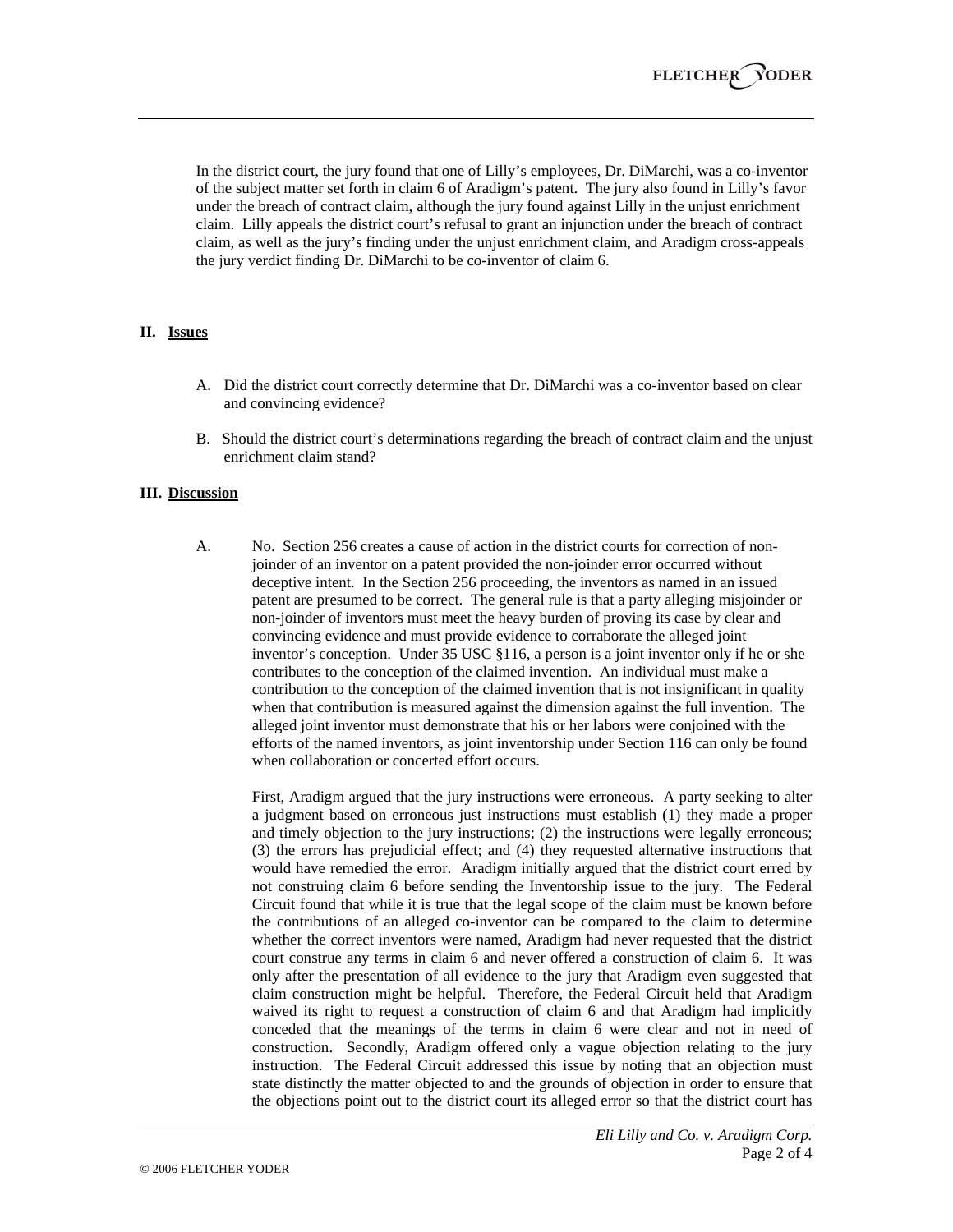In the district court, the jury found that one of Lilly's employees, Dr. DiMarchi, was a co-inventor of the subject matter set forth in claim 6 of Aradigm's patent. The jury also found in Lilly's favor under the breach of contract claim, although the jury found against Lilly in the unjust enrichment claim. Lilly appeals the district court's refusal to grant an injunction under the breach of contract claim, as well as the jury's finding under the unjust enrichment claim, and Aradigm cross-appeals the jury verdict finding Dr. DiMarchi to be co-inventor of claim 6.

## II. Issues

A. Did the district court correctly determine that Dr. DiMarchi was a co-inventor based on clear and convincing evidence?

B. Should the district court's determinations regarding the breach of contract claim and the unjust enrichment claim stand?

## III. Discussion

A. No. Section 256 creates a cause of action in the district courts for correction of non-joinder of an inventor on a patent provided the non-joinder error occurred without deceptive intent. In the Section 256 proceeding, the inventors as named in an issued patent are presumed to be correct. The general rule is that a party alleging misjoinder or non-joinder of inventors must meet the heavy burden of proving its case by clear and convincing evidence and must provide evidence to corraborate the alleged joint inventor's conception. Under 35 USC §116, a person is a joint inventor only if he or she contributes to the conception of the claimed invention. An individual must make a contribution to the conception of the claimed invention that is not insignificant in quality when that contribution is measured against the dimension against the full invention. The alleged joint inventor must demonstrate that his or her labors were conjoined with the efforts of the named inventors, as joint inventorship under Section 116 can only be found when collaboration or concerted effort occurs.

First, Aradigm argued that the jury instructions were erroneous. A party seeking to alter a judgment based on erroneous just instructions must establish (1) they made a proper and timely objection to the jury instructions; (2) the instructions were legally erroneous; (3) the errors has prejudicial effect; and (4) they requested alternative instructions that would have remedied the error. Aradigm initially argued that the district court erred by not construing claim 6 before sending the Inventorship issue to the jury. The Federal Circuit found that while it is true that the legal scope of the claim must be known before the contributions of an alleged co-inventor can be compared to the claim to determine whether the correct inventors were named, Aradigm had never requested that the district court construe any terms in claim 6 and never offered a construction of claim 6. It was only after the presentation of all evidence to the jury that Aradigm even suggested that claim construction might be helpful. Therefore, the Federal Circuit held that Aradigm waived its right to request a construction of claim 6 and that Aradigm had implicitly conceded that the meanings of the terms in claim 6 were clear and not in need of construction. Secondly, Aradigm offered only a vague objection relating to the jury instruction. The Federal Circuit addressed this issue by noting that an objection must state distinctly the matter objected to and the grounds of objection in order to ensure that the objections point out to the district court its alleged error so that the district court has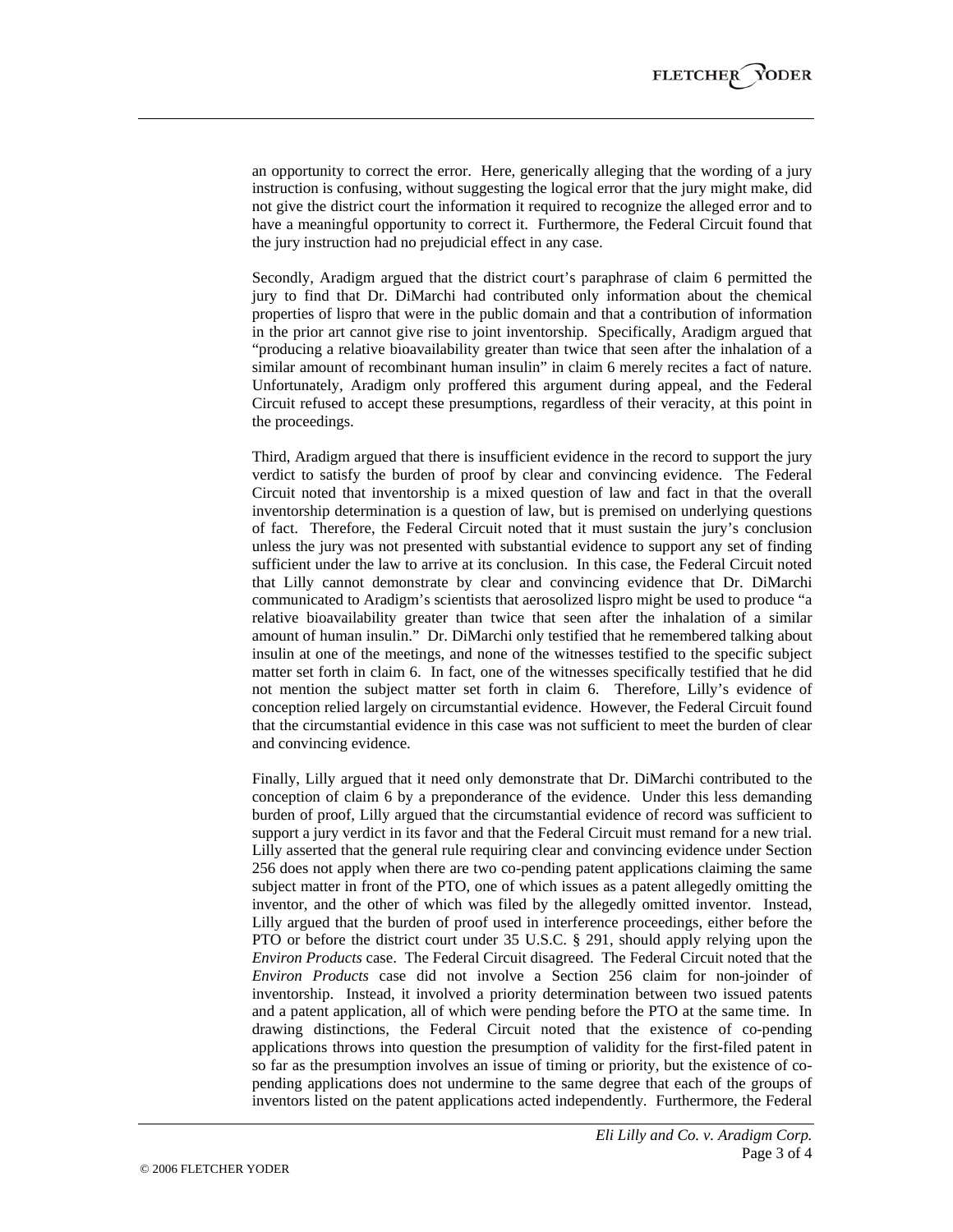an opportunity to correct the error. Here, generically alleging that the wording of a jury instruction is confusing, without suggesting the logical error that the jury might make, did not give the district court the information it required to recognize the alleged error and to have a meaningful opportunity to correct it. Furthermore, the Federal Circuit found that the jury instruction had no prejudicial effect in any case.

Secondly, Aradigm argued that the district court's paraphrase of claim 6 permitted the jury to find that Dr. DiMarchi had contributed only information about the chemical properties of lispro that were in the public domain and that a contribution of information in the prior art cannot give rise to joint inventorship. Specifically, Aradigm argued that "producing a relative bioavailability greater than twice that seen after the inhalation of a similar amount of recombinant human insulin" in claim 6 merely recites a fact of nature. Unfortunately, Aradigm only proffered this argument during appeal, and the Federal Circuit refused to accept these presumptions, regardless of their veracity, at this point in the proceedings.

Third, Aradigm argued that there is insufficient evidence in the record to support the jury verdict to satisfy the burden of proof by clear and convincing evidence. The Federal Circuit noted that inventorship is a mixed question of law and fact in that the overall inventorship determination is a question of law, but is premised on underlying questions of fact. Therefore, the Federal Circuit noted that it must sustain the jury's conclusion unless the jury was not presented with substantial evidence to support any set of finding sufficient under the law to arrive at its conclusion. In this case, the Federal Circuit noted that Lilly cannot demonstrate by clear and convincing evidence that Dr. DiMarchi communicated to Aradigm's scientists that aerosolized lispro might be used to produce "a relative bioavailability greater than twice that seen after the inhalation of a similar amount of human insulin." Dr. DiMarchi only testified that he remembered talking about insulin at one of the meetings, and none of the witnesses testified to the specific subject matter set forth in claim 6. In fact, one of the witnesses specifically testified that he did not mention the subject matter set forth in claim 6. Therefore, Lilly's evidence of conception relied largely on circumstantial evidence. However, the Federal Circuit found that the circumstantial evidence in this case was not sufficient to meet the burden of clear and convincing evidence.

Finally, Lilly argued that it need only demonstrate that Dr. DiMarchi contributed to the conception of claim 6 by a preponderance of the evidence. Under this less demanding burden of proof, Lilly argued that the circumstantial evidence of record was sufficient to support a jury verdict in its favor and that the Federal Circuit must remand for a new trial. Lilly asserted that the general rule requiring clear and convincing evidence under Section 256 does not apply when there are two co-pending patent applications claiming the same subject matter in front of the PTO, one of which issues as a patent allegedly omitting the inventor, and the other of which was filed by the allegedly omitted inventor. Instead, Lilly argued that the burden of proof used in interference proceedings, either before the PTO or before the district court under 35 U.S.C. § 291, should apply relying upon the *Environ Products* case. The Federal Circuit disagreed. The Federal Circuit noted that the *Environ Products* case did not involve a Section 256 claim for non-joinder of inventorship. Instead, it involved a priority determination between two issued patents and a patent application, all of which were pending before the PTO at the same time. In drawing distinctions, the Federal Circuit noted that the existence of co-pending applications throws into question the presumption of validity for the first-filed patent in so far as the presumption involves an issue of timing or priority, but the existence of co-pending applications does not undermine to the same degree that each of the groups of inventors listed on the patent applications acted independently. Furthermore, the Federal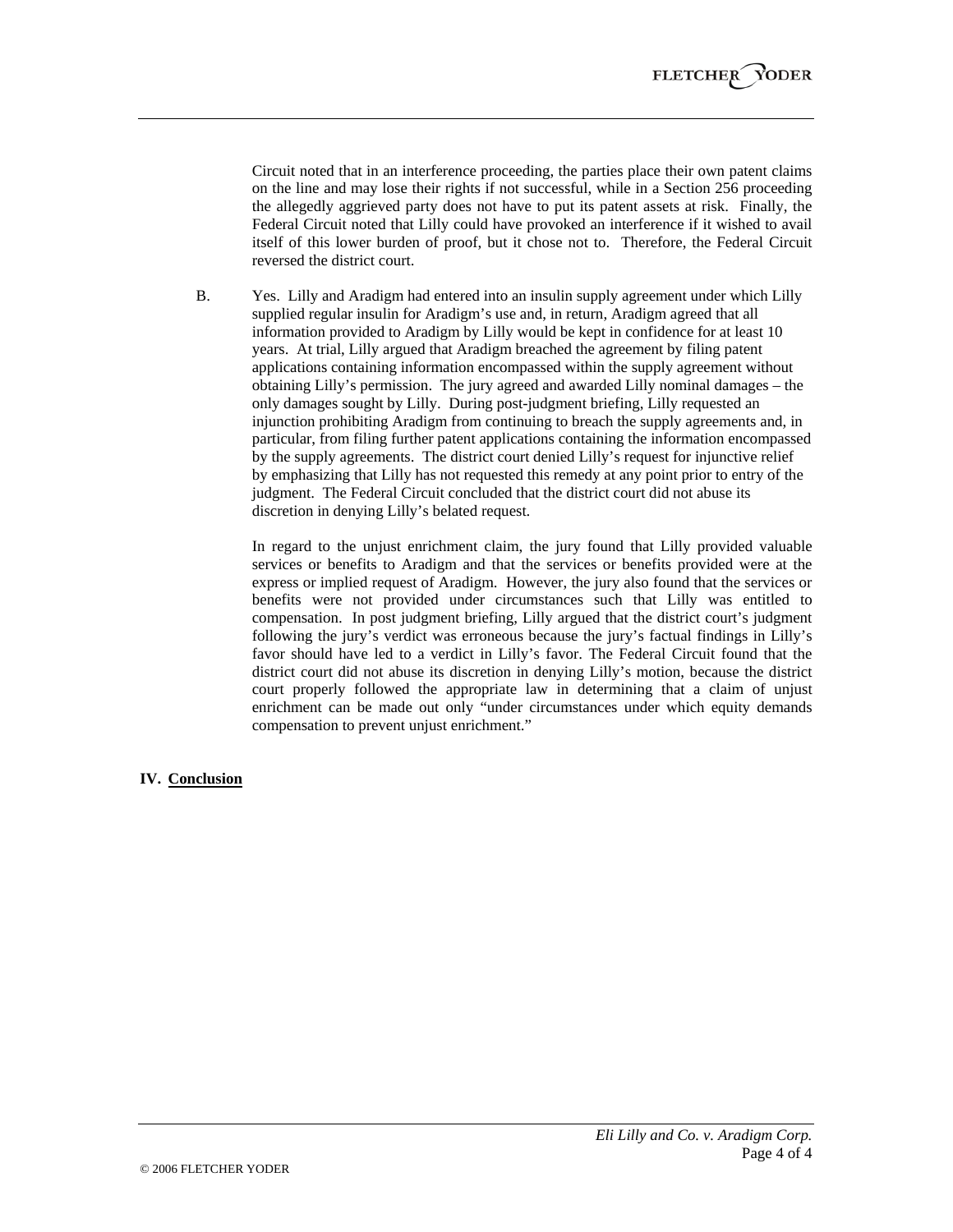Circuit noted that in an interference proceeding, the parties place their own patent claims on the line and may lose their rights if not successful, while in a Section 256 proceeding the allegedly aggrieved party does not have to put its patent assets at risk. Finally, the Federal Circuit noted that Lilly could have provoked an interference if it wished to avail itself of this lower burden of proof, but it chose not to. Therefore, the Federal Circuit reversed the district court.

B. Yes. Lilly and Aradigm had entered into an insulin supply agreement under which Lilly supplied regular insulin for Aradigm's use and, in return, Aradigm agreed that all information provided to Aradigm by Lilly would be kept in confidence for at least 10 years. At trial, Lilly argued that Aradigm breached the agreement by filing patent applications containing information encompassed within the supply agreement without obtaining Lilly's permission. The jury agreed and awarded Lilly nominal damages – the only damages sought by Lilly. During post-judgment briefing, Lilly requested an injunction prohibiting Aradigm from continuing to breach the supply agreements and, in particular, from filing further patent applications containing the information encompassed by the supply agreements. The district court denied Lilly's request for injunctive relief by emphasizing that Lilly has not requested this remedy at any point prior to entry of the judgment. The Federal Circuit concluded that the district court did not abuse its discretion in denying Lilly's belated request.

In regard to the unjust enrichment claim, the jury found that Lilly provided valuable services or benefits to Aradigm and that the services or benefits provided were at the express or implied request of Aradigm. However, the jury also found that the services or benefits were not provided under circumstances such that Lilly was entitled to compensation. In post judgment briefing, Lilly argued that the district court's judgment following the jury's verdict was erroneous because the jury's factual findings in Lilly's favor should have led to a verdict in Lilly's favor. The Federal Circuit found that the district court did not abuse its discretion in denying Lilly's motion, because the district court properly followed the appropriate law in determining that a claim of unjust enrichment can be made out only "under circumstances under which equity demands compensation to prevent unjust enrichment."

## IV. Conclusion